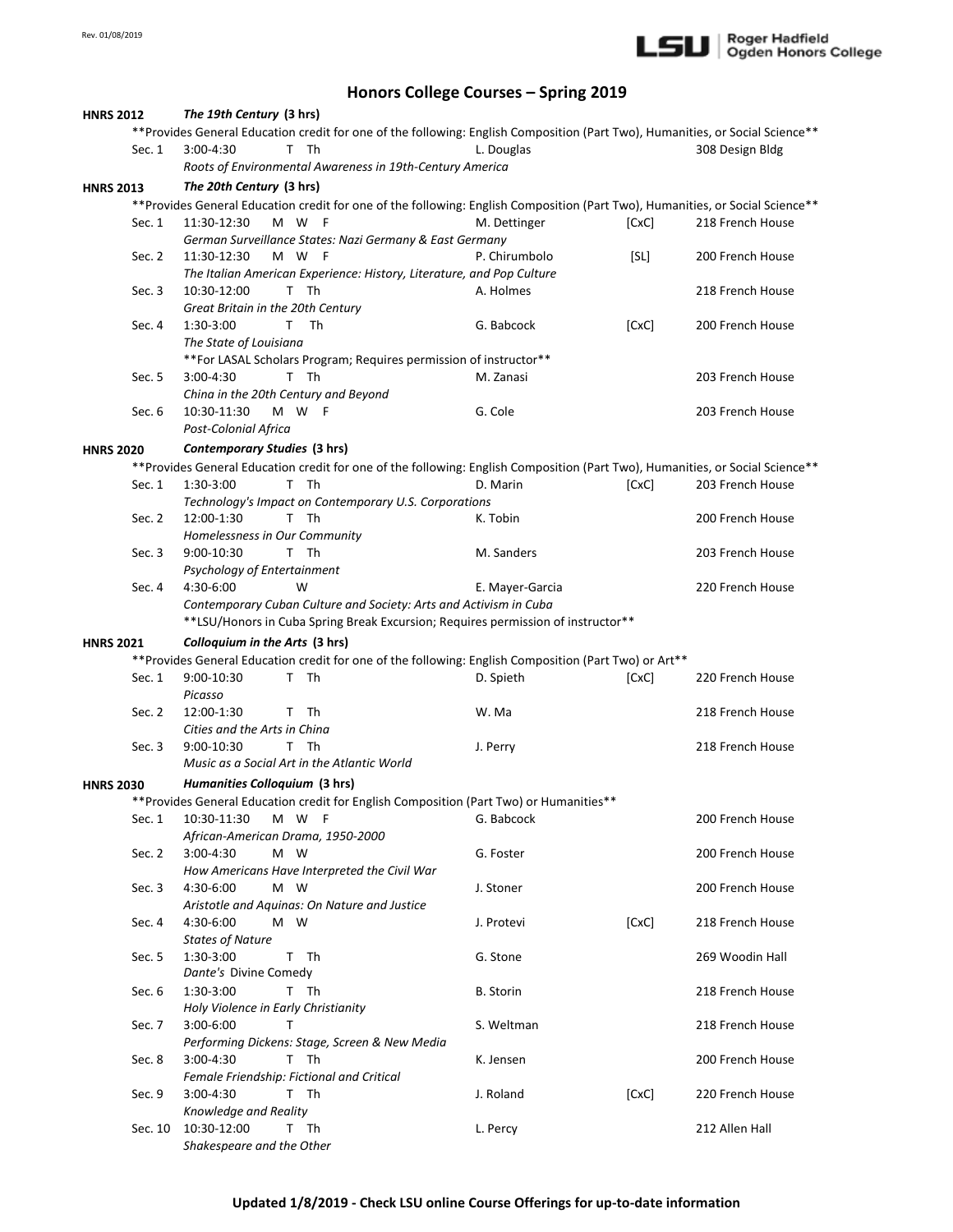# Honors College Courses – Spring 2019

## HNRS 2012 — *The 19th Century* (3 hrs)

**Provides General Education credit for one of the following: English Composition (Part Two), Humanities, or Social Science**

| Section | Time | Days | Instructor | Designation | Location |
|---|---|---|---|---|---|
| Sec. 1 | 3:00-4:30 | T Th | L. Douglas | | 308 Design Bldg |
| | *Roots of Environmental Awareness in 19th-Century America* | | | | |

## HNRS 2013 — *The 20th Century* (3 hrs)

**Provides General Education credit for one of the following: English Composition (Part Two), Humanities, or Social Science**

| Section | Time | Days | Instructor | Designation | Location |
|---|---|---|---|---|---|
| Sec. 1 | 11:30-12:30 | M W F | M. Dettinger | [CxC] | 218 French House |
| | *German Surveillance States: Nazi Germany & East Germany* | | | | |
| Sec. 2 | 11:30-12:30 | M W F | P. Chirumbolo | [SL] | 200 French House |
| | *The Italian American Experience: History, Literature, and Pop Culture* | | | | |
| Sec. 3 | 10:30-12:00 | T Th | A. Holmes | | 218 French House |
| | *Great Britain in the 20th Century* | | | | |
| Sec. 4 | 1:30-3:00 | T Th | G. Babcock | [CxC] | 200 French House |
| | *The State of Louisiana* | | | | |
| | **For LASAL Scholars Program; Requires permission of instructor** | | | | |
| Sec. 5 | 3:00-4:30 | T Th | M. Zanasi | | 203 French House |
| | *China in the 20th Century and Beyond* | | | | |
| Sec. 6 | 10:30-11:30 | M W F | G. Cole | | 203 French House |
| | *Post-Colonial Africa* | | | | |

## HNRS 2020 — *Contemporary Studies* (3 hrs)

**Provides General Education credit for one of the following: English Composition (Part Two), Humanities, or Social Science**

| Section | Time | Days | Instructor | Designation | Location |
|---|---|---|---|---|---|
| Sec. 1 | 1:30-3:00 | T Th | D. Marin | [CxC] | 203 French House |
| | *Technology's Impact on Contemporary U.S. Corporations* | | | | |
| Sec. 2 | 12:00-1:30 | T Th | K. Tobin | | 200 French House |
| | *Homelessness in Our Community* | | | | |
| Sec. 3 | 9:00-10:30 | T Th | M. Sanders | | 203 French House |
| | *Psychology of Entertainment* | | | | |
| Sec. 4 | 4:30-6:00 | W | E. Mayer-Garcia | | 220 French House |
| | *Contemporary Cuban Culture and Society: Arts and Activism in Cuba* | | | | |
| | **LSU/Honors in Cuba Spring Break Excursion; Requires permission of instructor** | | | | |

## HNRS 2021 — *Colloquium in the Arts* (3 hrs)

**Provides General Education credit for one of the following: English Composition (Part Two) or Art**

| Section | Time | Days | Instructor | Designation | Location |
|---|---|---|---|---|---|
| Sec. 1 | 9:00-10:30 | T Th | D. Spieth | [CxC] | 220 French House |
| | *Picasso* | | | | |
| Sec. 2 | 12:00-1:30 | T Th | W. Ma | | 218 French House |
| | *Cities and the Arts in China* | | | | |
| Sec. 3 | 9:00-10:30 | T Th | J. Perry | | 218 French House |
| | *Music as a Social Art in the Atlantic World* | | | | |

## HNRS 2030 — *Humanities Colloquium* (3 hrs)

**Provides General Education credit for English Composition (Part Two) or Humanities**

| Section | Time | Days | Instructor | Designation | Location |
|---|---|---|---|---|---|
| Sec. 1 | 10:30-11:30 | M W F | G. Babcock | | 200 French House |
| | *African-American Drama, 1950-2000* | | | | |
| Sec. 2 | 3:00-4:30 | M W | G. Foster | | 200 French House |
| | *How Americans Have Interpreted the Civil War* | | | | |
| Sec. 3 | 4:30-6:00 | M W | J. Stoner | | 200 French House |
| | *Aristotle and Aquinas: On Nature and Justice* | | | | |
| Sec. 4 | 4:30-6:00 | M W | J. Protevi | [CxC] | 218 French House |
| | *States of Nature* | | | | |
| Sec. 5 | 1:30-3:00 | T Th | G. Stone | | 269 Woodin Hall |
| | *Dante's* Divine Comedy | | | | |
| Sec. 6 | 1:30-3:00 | T Th | B. Storin | | 218 French House |
| | *Holy Violence in Early Christianity* | | | | |
| Sec. 7 | 3:00-6:00 | T | S. Weltman | | 218 French House |
| | *Performing Dickens: Stage, Screen & New Media* | | | | |
| Sec. 8 | 3:00-4:30 | T Th | K. Jensen | | 200 French House |
| | *Female Friendship: Fictional and Critical* | | | | |
| Sec. 9 | 3:00-4:30 | T Th | J. Roland | [CxC] | 220 French House |
| | *Knowledge and Reality* | | | | |
| Sec. 10 | 10:30-12:00 | T Th | L. Percy | | 212 Allen Hall |
| | *Shakespeare and the Other* | | | | |

**Updated 1/8/2019 - Check LSU online Course Offerings for up-to-date information**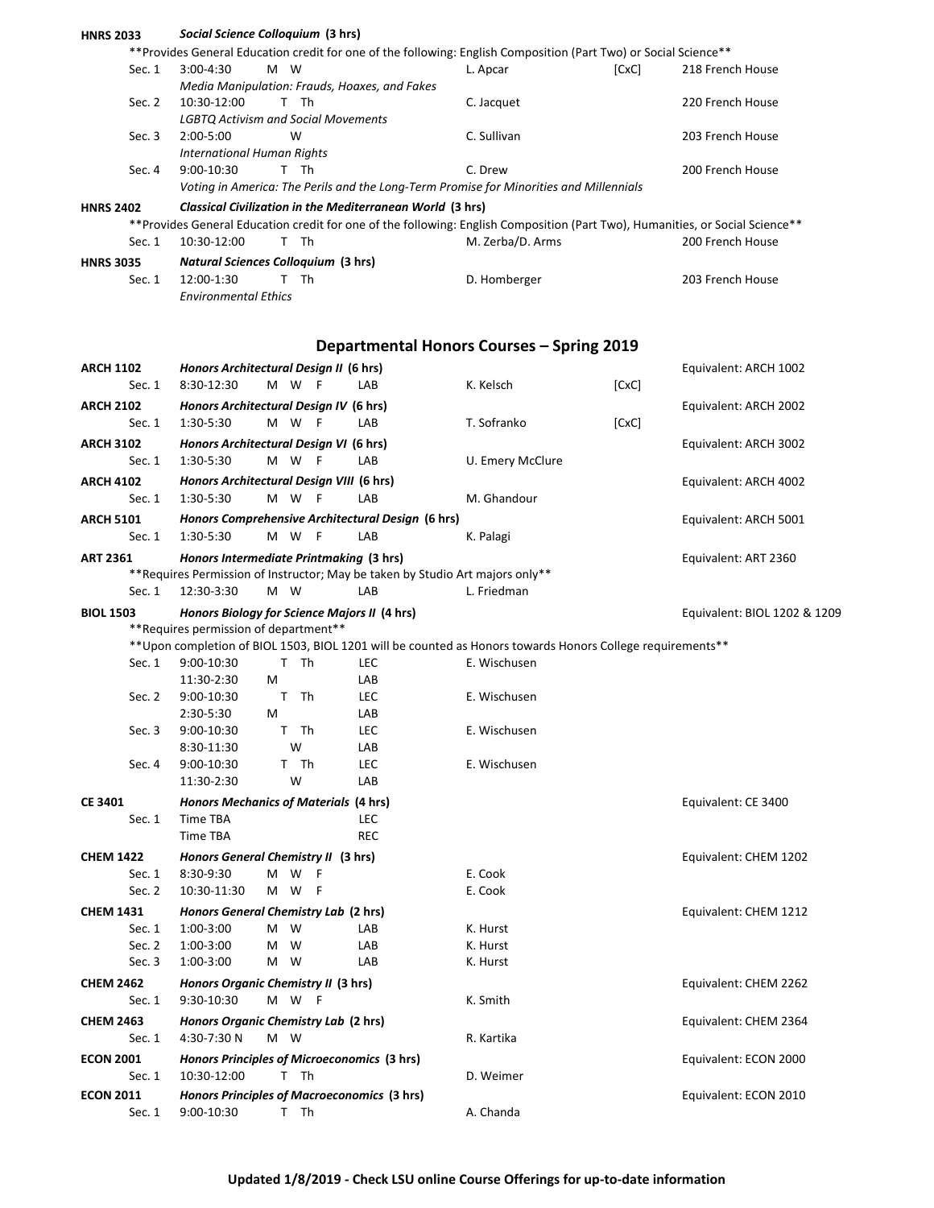**HNRS 2033** *Social Science Colloquium* **(3 hrs)**

**Provides General Education credit for one of the following: English Composition (Part Two) or Social Science**

| Section | Time | Days | Type | Instructor | Note | Location |
|---|---|---|---|---|---|---|
| Sec. 1 | 3:00-4:30 | M W | | L. Apcar | [CxC] | 218 French House |
| | *Media Manipulation: Frauds, Hoaxes, and Fakes* | | | | | |
| Sec. 2 | 10:30-12:00 | T Th | | C. Jacquet | | 220 French House |
| | *LGBTQ Activism and Social Movements* | | | | | |
| Sec. 3 | 2:00-5:00 | W | | C. Sullivan | | 203 French House |
| | *International Human Rights* | | | | | |
| Sec. 4 | 9:00-10:30 | T Th | | C. Drew | | 200 French House |
| | *Voting in America: The Perils and the Long-Term Promise for Minorities and Millennials* | | | | | |

**HNRS 2402** *Classical Civilization in the Mediterranean World* **(3 hrs)**

**Provides General Education credit for one of the following: English Composition (Part Two), Humanities, or Social Science**

| Section | Time | Days | Type | Instructor | Note | Location |
|---|---|---|---|---|---|---|
| Sec. 1 | 10:30-12:00 | T Th | | M. Zerba/D. Arms | | 200 French House |

**HNRS 3035** *Natural Sciences Colloquium* **(3 hrs)**

| Section | Time | Days | Type | Instructor | Note | Location |
|---|---|---|---|---|---|---|
| Sec. 1 | 12:00-1:30 | T Th | | D. Homberger | | 203 French House |
| | *Environmental Ethics* | | | | | |

## Departmental Honors Courses – Spring 2019

**ARCH 1102** *Honors Architectural Design II* **(6 hrs)** — Equivalent: ARCH 1002

| Section | Time | Days | Type | Instructor | Note |
|---|---|---|---|---|---|
| Sec. 1 | 8:30-12:30 | M W F | LAB | K. Kelsch | [CxC] |

**ARCH 2102** *Honors Architectural Design IV* **(6 hrs)** — Equivalent: ARCH 2002

| Section | Time | Days | Type | Instructor | Note |
|---|---|---|---|---|---|
| Sec. 1 | 1:30-5:30 | M W F | LAB | T. Sofranko | [CxC] |

**ARCH 3102** *Honors Architectural Design VI* **(6 hrs)** — Equivalent: ARCH 3002

| Section | Time | Days | Type | Instructor |
|---|---|---|---|---|
| Sec. 1 | 1:30-5:30 | M W F | LAB | U. Emery McClure |

**ARCH 4102** *Honors Architectural Design VIII* **(6 hrs)** — Equivalent: ARCH 4002

| Section | Time | Days | Type | Instructor |
|---|---|---|---|---|
| Sec. 1 | 1:30-5:30 | M W F | LAB | M. Ghandour |

**ARCH 5101** *Honors Comprehensive Architectural Design* **(6 hrs)** — Equivalent: ARCH 5001

| Section | Time | Days | Type | Instructor |
|---|---|---|---|---|
| Sec. 1 | 1:30-5:30 | M W F | LAB | K. Palagi |

**ART 2361** *Honors Intermediate Printmaking* **(3 hrs)** — Equivalent: ART 2360

**Requires Permission of Instructor; May be taken by Studio Art majors only**

| Section | Time | Days | Type | Instructor |
|---|---|---|---|---|
| Sec. 1 | 12:30-3:30 | M W | LAB | L. Friedman |

**BIOL 1503** *Honors Biology for Science Majors II* **(4 hrs)** — Equivalent: BIOL 1202 & 1209

**Requires permission of department**

**Upon completion of BIOL 1503, BIOL 1201 will be counted as Honors towards Honors College requirements**

| Section | Time | Days | Type | Instructor |
|---|---|---|---|---|
| Sec. 1 | 9:00-10:30 | T Th | LEC | E. Wischusen |
| | 11:30-2:30 | M | LAB | |
| Sec. 2 | 9:00-10:30 | T Th | LEC | E. Wischusen |
| | 2:30-5:30 | M | LAB | |
| Sec. 3 | 9:00-10:30 | T Th | LEC | E. Wischusen |
| | 8:30-11:30 | W | LAB | |
| Sec. 4 | 9:00-10:30 | T Th | LEC | E. Wischusen |
| | 11:30-2:30 | W | LAB | |

**CE 3401** *Honors Mechanics of Materials* **(4 hrs)** — Equivalent: CE 3400

| Section | Time | Days | Type | Instructor |
|---|---|---|---|---|
| Sec. 1 | Time TBA | | LEC | |
| | Time TBA | | REC | |

**CHEM 1422** *Honors General Chemistry II* **(3 hrs)** — Equivalent: CHEM 1202

| Section | Time | Days | Type | Instructor |
|---|---|---|---|---|
| Sec. 1 | 8:30-9:30 | M W F | | E. Cook |
| Sec. 2 | 10:30-11:30 | M W F | | E. Cook |

**CHEM 1431** *Honors General Chemistry Lab* **(2 hrs)** — Equivalent: CHEM 1212

| Section | Time | Days | Type | Instructor |
|---|---|---|---|---|
| Sec. 1 | 1:00-3:00 | M W | LAB | K. Hurst |
| Sec. 2 | 1:00-3:00 | M W | LAB | K. Hurst |
| Sec. 3 | 1:00-3:00 | M W | LAB | K. Hurst |

**CHEM 2462** *Honors Organic Chemistry II* **(3 hrs)** — Equivalent: CHEM 2262

| Section | Time | Days | Type | Instructor |
|---|---|---|---|---|
| Sec. 1 | 9:30-10:30 | M W F | | K. Smith |

**CHEM 2463** *Honors Organic Chemistry Lab* **(2 hrs)** — Equivalent: CHEM 2364

| Section | Time | Days | Type | Instructor |
|---|---|---|---|---|
| Sec. 1 | 4:30-7:30 N | M W | | R. Kartika |

**ECON 2001** *Honors Principles of Microeconomics* **(3 hrs)** — Equivalent: ECON 2000

| Section | Time | Days | Type | Instructor |
|---|---|---|---|---|
| Sec. 1 | 10:30-12:00 | T Th | | D. Weimer |

**ECON 2011** *Honors Principles of Macroeconomics* **(3 hrs)** — Equivalent: ECON 2010

| Section | Time | Days | Type | Instructor |
|---|---|---|---|---|
| Sec. 1 | 9:00-10:30 | T Th | | A. Chanda |

**Updated 1/8/2019 - Check LSU online Course Offerings for up-to-date information**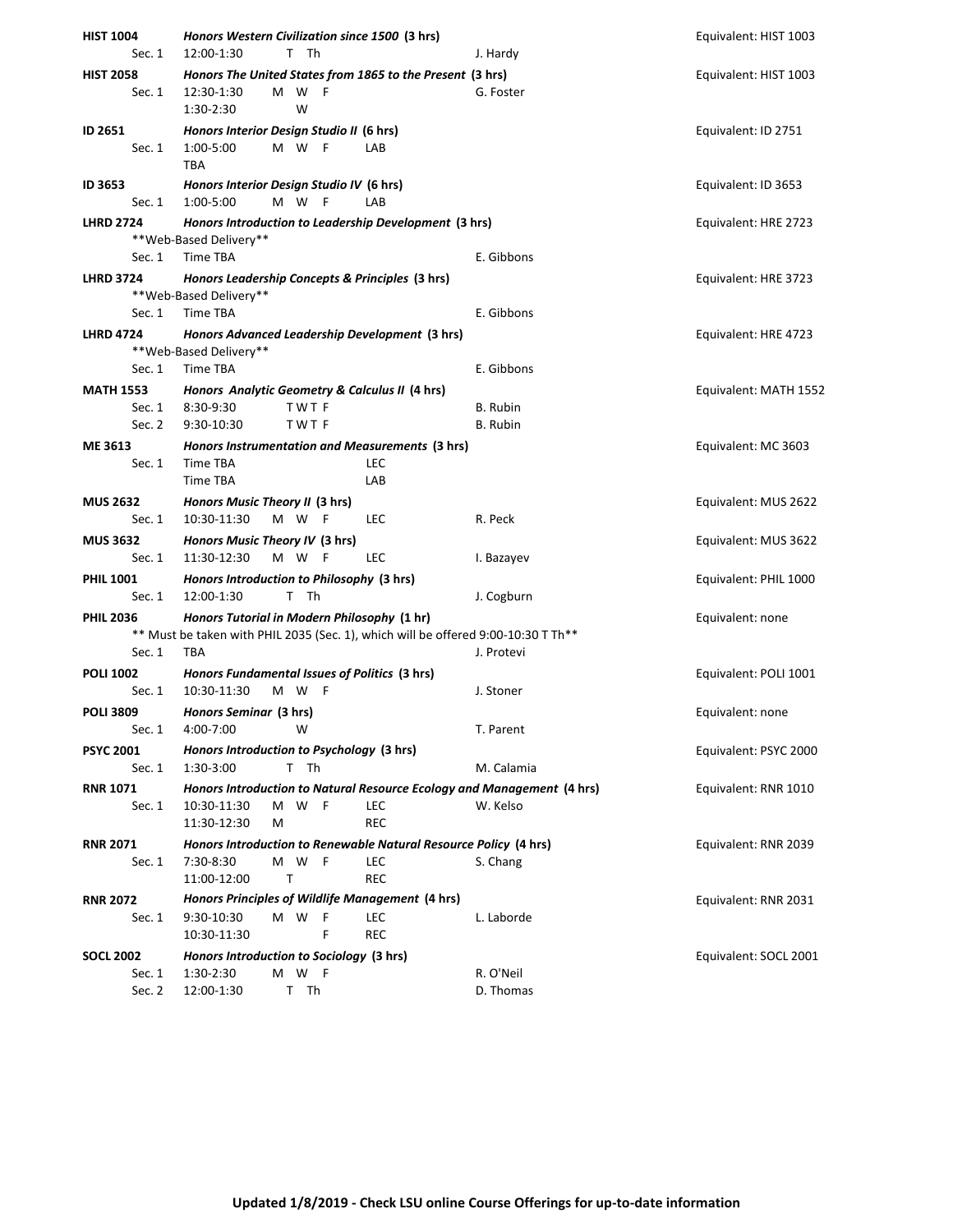| Course | Section | Time | Days | Type | Instructor | Equivalent |
|---|---|---|---|---|---|---|
| **HIST 1004** | ***Honors Western Civilization since 1500* (3 hrs)** | | | | | Equivalent: HIST 1003 |
| | Sec. 1 | 12:00-1:30 | T Th | | J. Hardy | |
| **HIST 2058** | ***Honors The United States from 1865 to the Present* (3 hrs)** | | | | | Equivalent: HIST 1003 |
| | Sec. 1 | 12:30-1:30 | M W F | | G. Foster | |
| | | 1:30-2:30 | W | | | |
| **ID 2651** | ***Honors Interior Design Studio II* (6 hrs)** | | | | | Equivalent: ID 2751 |
| | Sec. 1 | 1:00-5:00 | M W F | LAB | | |
| | | TBA | | | | |
| **ID 3653** | ***Honors Interior Design Studio IV* (6 hrs)** | | | | | Equivalent: ID 3653 |
| | Sec. 1 | 1:00-5:00 | M W F | LAB | | |
| **LHRD 2724** | ***Honors Introduction to Leadership Development* (3 hrs)** **Web-Based Delivery** | | | | | Equivalent: HRE 2723 |
| | Sec. 1 | Time TBA | | | E. Gibbons | |
| **LHRD 3724** | ***Honors Leadership Concepts & Principles* (3 hrs)** **Web-Based Delivery** | | | | | Equivalent: HRE 3723 |
| | Sec. 1 | Time TBA | | | E. Gibbons | |
| **LHRD 4724** | ***Honors Advanced Leadership Development* (3 hrs)** **Web-Based Delivery** | | | | | Equivalent: HRE 4723 |
| | Sec. 1 | Time TBA | | | E. Gibbons | |
| **MATH 1553** | ***Honors Analytic Geometry & Calculus II* (4 hrs)** | | | | | Equivalent: MATH 1552 |
| | Sec. 1 | 8:30-9:30 | T W T F | | B. Rubin | |
| | Sec. 2 | 9:30-10:30 | T W T F | | B. Rubin | |
| **ME 3613** | ***Honors Instrumentation and Measurements* (3 hrs)** | | | | | Equivalent: MC 3603 |
| | Sec. 1 | Time TBA | | LEC | | |
| | | Time TBA | | LAB | | |
| **MUS 2632** | ***Honors Music Theory II* (3 hrs)** | | | | | Equivalent: MUS 2622 |
| | Sec. 1 | 10:30-11:30 | M W F | LEC | R. Peck | |
| **MUS 3632** | ***Honors Music Theory IV* (3 hrs)** | | | | | Equivalent: MUS 3622 |
| | Sec. 1 | 11:30-12:30 | M W F | LEC | I. Bazayev | |
| **PHIL 1001** | ***Honors Introduction to Philosophy* (3 hrs)** | | | | | Equivalent: PHIL 1000 |
| | Sec. 1 | 12:00-1:30 | T Th | | J. Cogburn | |
| **PHIL 2036** | ***Honors Tutorial in Modern Philosophy* (1 hr)** ** Must be taken with PHIL 2035 (Sec. 1), which will be offered 9:00-10:30 T Th** | | | | | Equivalent: none |
| | Sec. 1 | TBA | | | J. Protevi | |
| **POLI 1002** | ***Honors Fundamental Issues of Politics* (3 hrs)** | | | | | Equivalent: POLI 1001 |
| | Sec. 1 | 10:30-11:30 | M W F | | J. Stoner | |
| **POLI 3809** | ***Honors Seminar* (3 hrs)** | | | | | Equivalent: none |
| | Sec. 1 | 4:00-7:00 | W | | T. Parent | |
| **PSYC 2001** | ***Honors Introduction to Psychology* (3 hrs)** | | | | | Equivalent: PSYC 2000 |
| | Sec. 1 | 1:30-3:00 | T Th | | M. Calamia | |
| **RNR 1071** | ***Honors Introduction to Natural Resource Ecology and Management* (4 hrs)** | | | | | Equivalent: RNR 1010 |
| | Sec. 1 | 10:30-11:30 | M W F | LEC | W. Kelso | |
| | | 11:30-12:30 | M | REC | | |
| **RNR 2071** | ***Honors Introduction to Renewable Natural Resource Policy* (4 hrs)** | | | | | Equivalent: RNR 2039 |
| | Sec. 1 | 7:30-8:30 | M W F | LEC | S. Chang | |
| | | 11:00-12:00 | T | REC | | |
| **RNR 2072** | ***Honors Principles of Wildlife Management* (4 hrs)** | | | | | Equivalent: RNR 2031 |
| | Sec. 1 | 9:30-10:30 | M W F | LEC | L. Laborde | |
| | | 10:30-11:30 | F | REC | | |
| **SOCL 2002** | ***Honors Introduction to Sociology* (3 hrs)** | | | | | Equivalent: SOCL 2001 |
| | Sec. 1 | 1:30-2:30 | M W F | | R. O'Neil | |
| | Sec. 2 | 12:00-1:30 | T Th | | D. Thomas | |

**Updated 1/8/2019 - Check LSU online Course Offerings for up-to-date information**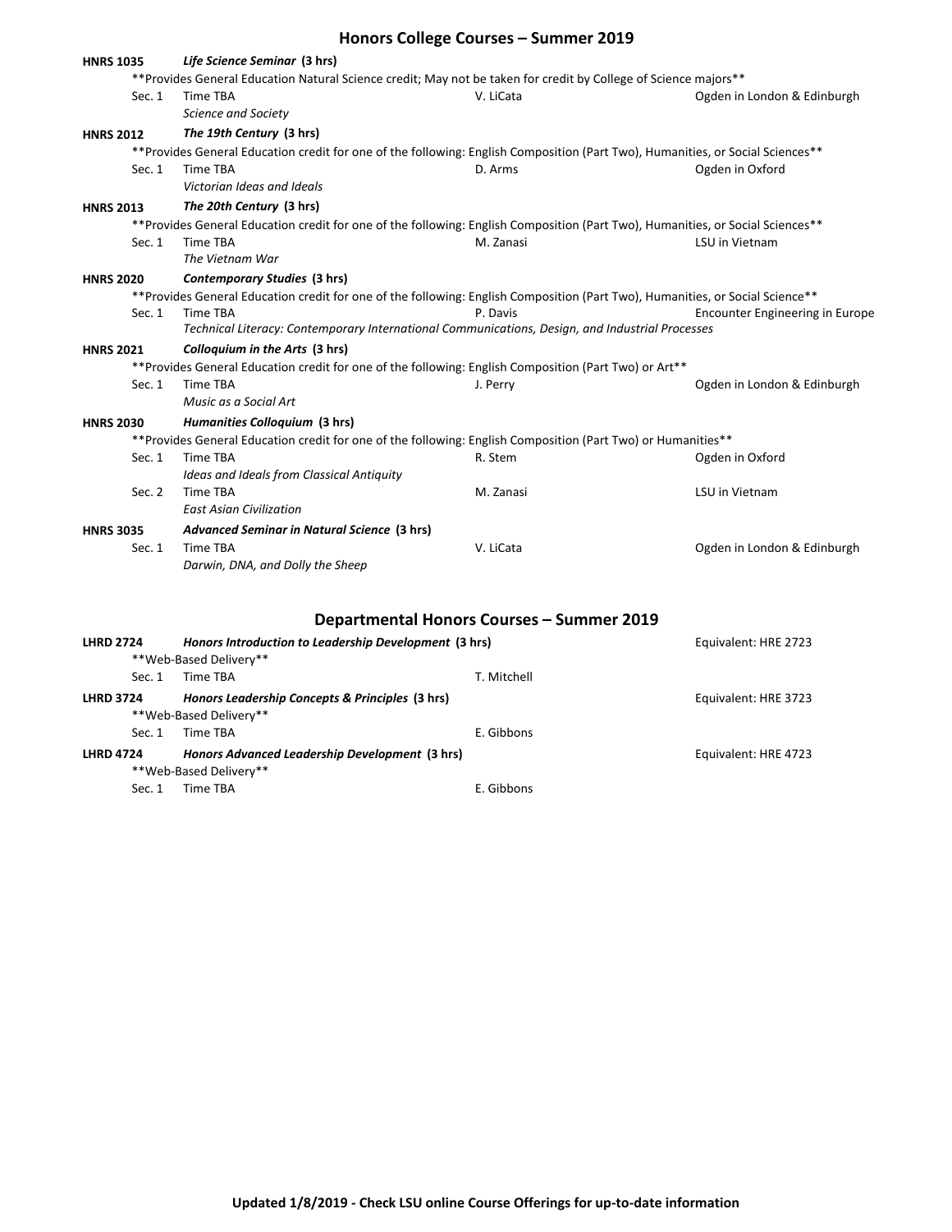# Honors College Courses – Summer 2019

**HNRS 1035** ***Life Science Seminar* (3 hrs)**

**Provides General Education Natural Science credit; May not be taken for credit by College of Science majors**

Sec. 1 Time TBA V. LiCata Ogden in London & Edinburgh
*Science and Society*

**HNRS 2012** ***The 19th Century* (3 hrs)**

**Provides General Education credit for one of the following: English Composition (Part Two), Humanities, or Social Sciences**

Sec. 1 Time TBA D. Arms Ogden in Oxford
*Victorian Ideas and Ideals*

**HNRS 2013** ***The 20th Century* (3 hrs)**

**Provides General Education credit for one of the following: English Composition (Part Two), Humanities, or Social Sciences**

Sec. 1 Time TBA M. Zanasi LSU in Vietnam
*The Vietnam War*

**HNRS 2020** ***Contemporary Studies* (3 hrs)**

**Provides General Education credit for one of the following: English Composition (Part Two), Humanities, or Social Science**

Sec. 1 Time TBA P. Davis Encounter Engineering in Europe
*Technical Literacy: Contemporary International Communications, Design, and Industrial Processes*

**HNRS 2021** ***Colloquium in the Arts* (3 hrs)**

**Provides General Education credit for one of the following: English Composition (Part Two) or Art**

Sec. 1 Time TBA J. Perry Ogden in London & Edinburgh
*Music as a Social Art*

**HNRS 2030** ***Humanities Colloquium* (3 hrs)**

**Provides General Education credit for one of the following: English Composition (Part Two) or Humanities**

Sec. 1 Time TBA R. Stem Ogden in Oxford
*Ideas and Ideals from Classical Antiquity*

Sec. 2 Time TBA M. Zanasi LSU in Vietnam
*East Asian Civilization*

**HNRS 3035** ***Advanced Seminar in Natural Science* (3 hrs)**

Sec. 1 Time TBA V. LiCata Ogden in London & Edinburgh
*Darwin, DNA, and Dolly the Sheep*

# Departmental Honors Courses – Summer 2019

**LHRD 2724** ***Honors Introduction to Leadership Development* (3 hrs)** Equivalent: HRE 2723

**Web-Based Delivery**

Sec. 1 Time TBA T. Mitchell

**LHRD 3724** ***Honors Leadership Concepts & Principles* (3 hrs)** Equivalent: HRE 3723

**Web-Based Delivery**

Sec. 1 Time TBA E. Gibbons

**LHRD 4724** ***Honors Advanced Leadership Development* (3 hrs)** Equivalent: HRE 4723

**Web-Based Delivery**

Sec. 1 Time TBA E. Gibbons

**Updated 1/8/2019 - Check LSU online Course Offerings for up-to-date information**